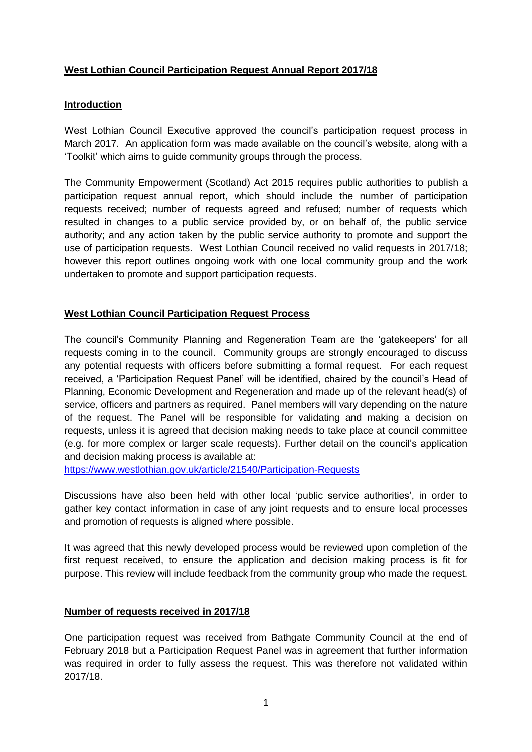# West Lothian Council Participation Request Annual Report 2017/18

## Introduction

West Lothian Council Executive approved the council's participation request process in March 2017. An application form was made available on the council's website, along with a 'Toolkit' which aims to guide community groups through the process.

The Community Empowerment (Scotland) Act 2015 requires public authorities to publish a participation request annual report, which should include the number of participation requests received; number of requests agreed and refused; number of requests which resulted in changes to a public service provided by, or on behalf of, the public service authority; and any action taken by the public service authority to promote and support the use of participation requests. West Lothian Council received no valid requests in 2017/18; however this report outlines ongoing work with one local community group and the work undertaken to promote and support participation requests.

## West Lothian Council Participation Request Process

The council's Community Planning and Regeneration Team are the 'gatekeepers' for all requests coming in to the council. Community groups are strongly encouraged to discuss any potential requests with officers before submitting a formal request. For each request received, a 'Participation Request Panel' will be identified, chaired by the council's Head of Planning, Economic Development and Regeneration and made up of the relevant head(s) of service, officers and partners as required. Panel members will vary depending on the nature of the request. The Panel will be responsible for validating and making a decision on requests, unless it is agreed that decision making needs to take place at council committee (e.g. for more complex or larger scale requests). Further detail on the council's application and decision making process is available at:
https://www.westlothian.gov.uk/article/21540/Participation-Requests

Discussions have also been held with other local 'public service authorities', in order to gather key contact information in case of any joint requests and to ensure local processes and promotion of requests is aligned where possible.

It was agreed that this newly developed process would be reviewed upon completion of the first request received, to ensure the application and decision making process is fit for purpose. This review will include feedback from the community group who made the request.

## Number of requests received in 2017/18

One participation request was received from Bathgate Community Council at the end of February 2018 but a Participation Request Panel was in agreement that further information was required in order to fully assess the request. This was therefore not validated within 2017/18.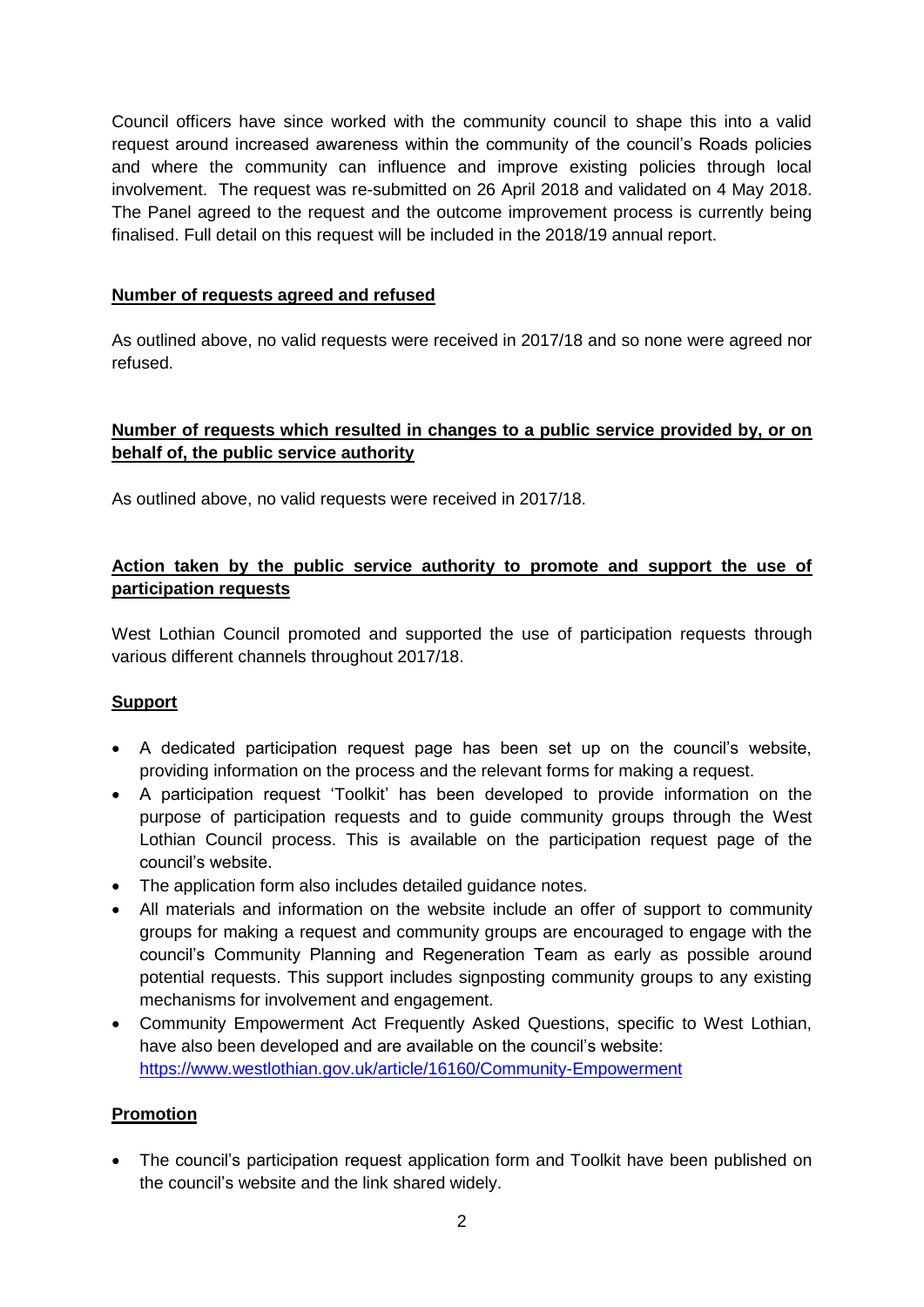Council officers have since worked with the community council to shape this into a valid request around increased awareness within the community of the council's Roads policies and where the community can influence and improve existing policies through local involvement. The request was re-submitted on 26 April 2018 and validated on 4 May 2018. The Panel agreed to the request and the outcome improvement process is currently being finalised. Full detail on this request will be included in the 2018/19 annual report.

**Number of requests agreed and refused**

As outlined above, no valid requests were received in 2017/18 and so none were agreed nor refused.

**Number of requests which resulted in changes to a public service provided by, or on behalf of, the public service authority**

As outlined above, no valid requests were received in 2017/18.

**Action taken by the public service authority to promote and support the use of participation requests**

West Lothian Council promoted and supported the use of participation requests through various different channels throughout 2017/18.

**Support**

- A dedicated participation request page has been set up on the council's website, providing information on the process and the relevant forms for making a request.
- A participation request 'Toolkit' has been developed to provide information on the purpose of participation requests and to guide community groups through the West Lothian Council process. This is available on the participation request page of the council's website.
- The application form also includes detailed guidance notes.
- All materials and information on the website include an offer of support to community groups for making a request and community groups are encouraged to engage with the council's Community Planning and Regeneration Team as early as possible around potential requests. This support includes signposting community groups to any existing mechanisms for involvement and engagement.
- Community Empowerment Act Frequently Asked Questions, specific to West Lothian, have also been developed and are available on the council's website: https://www.westlothian.gov.uk/article/16160/Community-Empowerment

**Promotion**

- The council's participation request application form and Toolkit have been published on the council's website and the link shared widely.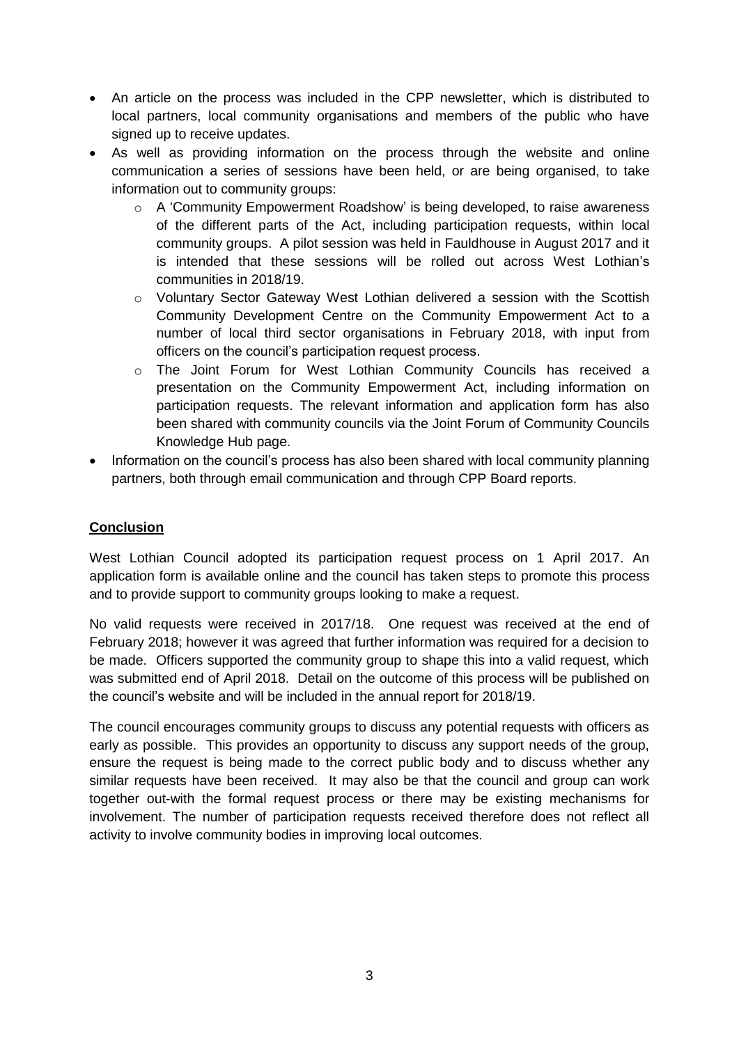- An article on the process was included in the CPP newsletter, which is distributed to local partners, local community organisations and members of the public who have signed up to receive updates.
- As well as providing information on the process through the website and online communication a series of sessions have been held, or are being organised, to take information out to community groups:
    - A 'Community Empowerment Roadshow' is being developed, to raise awareness of the different parts of the Act, including participation requests, within local community groups. A pilot session was held in Fauldhouse in August 2017 and it is intended that these sessions will be rolled out across West Lothian's communities in 2018/19.
    - Voluntary Sector Gateway West Lothian delivered a session with the Scottish Community Development Centre on the Community Empowerment Act to a number of local third sector organisations in February 2018, with input from officers on the council's participation request process.
    - The Joint Forum for West Lothian Community Councils has received a presentation on the Community Empowerment Act, including information on participation requests. The relevant information and application form has also been shared with community councils via the Joint Forum of Community Councils Knowledge Hub page.
- Information on the council's process has also been shared with local community planning partners, both through email communication and through CPP Board reports.

**Conclusion**

West Lothian Council adopted its participation request process on 1 April 2017. An application form is available online and the council has taken steps to promote this process and to provide support to community groups looking to make a request.

No valid requests were received in 2017/18. One request was received at the end of February 2018; however it was agreed that further information was required for a decision to be made. Officers supported the community group to shape this into a valid request, which was submitted end of April 2018. Detail on the outcome of this process will be published on the council's website and will be included in the annual report for 2018/19.

The council encourages community groups to discuss any potential requests with officers as early as possible. This provides an opportunity to discuss any support needs of the group, ensure the request is being made to the correct public body and to discuss whether any similar requests have been received. It may also be that the council and group can work together out-with the formal request process or there may be existing mechanisms for involvement. The number of participation requests received therefore does not reflect all activity to involve community bodies in improving local outcomes.